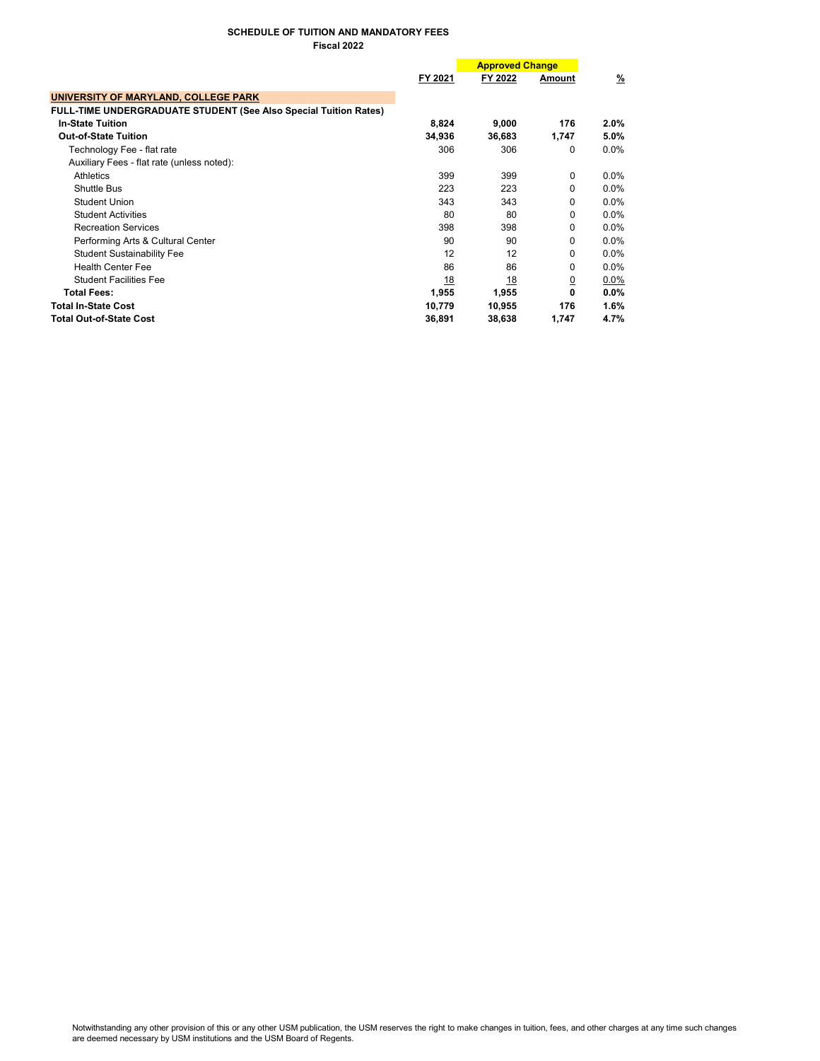**SCHEDULE OF TUITION AND MANDATORY FEES**
**Fiscal 2022**

| | FY 2021 | Approved Change FY 2022 | Amount | % |
|---|---|---|---|---|
| **UNIVERSITY OF MARYLAND, COLLEGE PARK** | | | | |
| **FULL-TIME UNDERGRADUATE STUDENT (See Also Special Tuition Rates)** | | | | |
| **In-State Tuition** | **8,824** | **9,000** | **176** | **2.0%** |
| **Out-of-State Tuition** | **34,936** | **36,683** | **1,747** | **5.0%** |
| Technology Fee - flat rate | 306 | 306 | 0 | 0.0% |
| Auxiliary Fees - flat rate (unless noted): | | | | |
| Athletics | 399 | 399 | 0 | 0.0% |
| Shuttle Bus | 223 | 223 | 0 | 0.0% |
| Student Union | 343 | 343 | 0 | 0.0% |
| Student Activities | 80 | 80 | 0 | 0.0% |
| Recreation Services | 398 | 398 | 0 | 0.0% |
| Performing Arts & Cultural Center | 90 | 90 | 0 | 0.0% |
| Student Sustainability Fee | 12 | 12 | 0 | 0.0% |
| Health Center Fee | 86 | 86 | 0 | 0.0% |
| Student Facilities Fee | 18 | 18 | 0 | 0.0% |
| **Total Fees:** | **1,955** | **1,955** | **0** | **0.0%** |
| **Total In-State Cost** | **10,779** | **10,955** | **176** | **1.6%** |
| **Total Out-of-State Cost** | **36,891** | **38,638** | **1,747** | **4.7%** |

Notwithstanding any other provision of this or any other USM publication, the USM reserves the right to make changes in tuition, fees, and other charges at any time such changes are deemed necessary by USM institutions and the USM Board of Regents.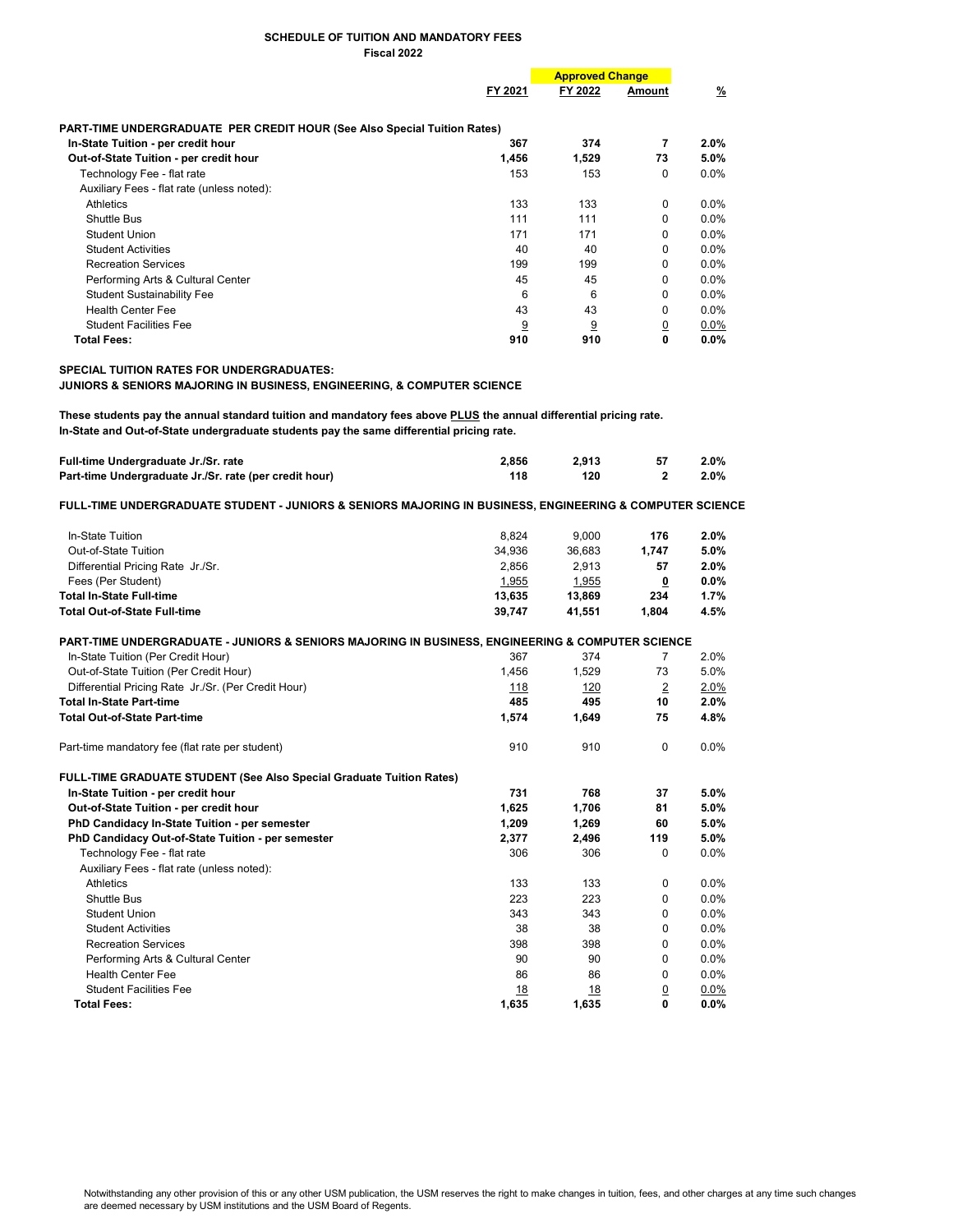## SCHEDULE OF TUITION AND MANDATORY FEES
### Fiscal 2022

| | FY 2021 | FY 2022 | Amount | % |
|---|---|---|---|---|
| | | Approved Change | | |
| **PART-TIME UNDERGRADUATE PER CREDIT HOUR (See Also Special Tuition Rates)** | | | | |
| **In-State Tuition - per credit hour** | **367** | **374** | **7** | **2.0%** |
| **Out-of-State Tuition - per credit hour** | **1,456** | **1,529** | **73** | **5.0%** |
| Technology Fee - flat rate | 153 | 153 | 0 | 0.0% |
| Auxiliary Fees - flat rate (unless noted): | | | | |
| Athletics | 133 | 133 | 0 | 0.0% |
| Shuttle Bus | 111 | 111 | 0 | 0.0% |
| Student Union | 171 | 171 | 0 | 0.0% |
| Student Activities | 40 | 40 | 0 | 0.0% |
| Recreation Services | 199 | 199 | 0 | 0.0% |
| Performing Arts & Cultural Center | 45 | 45 | 0 | 0.0% |
| Student Sustainability Fee | 6 | 6 | 0 | 0.0% |
| Health Center Fee | 43 | 43 | 0 | 0.0% |
| Student Facilities Fee | 9 | 9 | 0 | 0.0% |
| **Total Fees:** | **910** | **910** | **0** | **0.0%** |

**SPECIAL TUITION RATES FOR UNDERGRADUATES:**
**JUNIORS & SENIORS MAJORING IN BUSINESS, ENGINEERING, & COMPUTER SCIENCE**

**These students pay the annual standard tuition and mandatory fees above PLUS the annual differential pricing rate.**
**In-State and Out-of-State undergraduate students pay the same differential pricing rate.**

| | FY 2021 | FY 2022 | Amount | % |
|---|---|---|---|---|
| **Full-time Undergraduate Jr./Sr. rate** | **2,856** | **2,913** | **57** | **2.0%** |
| **Part-time Undergraduate Jr./Sr. rate (per credit hour)** | **118** | **120** | **2** | **2.0%** |
| **FULL-TIME UNDERGRADUATE STUDENT - JUNIORS & SENIORS MAJORING IN BUSINESS, ENGINEERING & COMPUTER SCIENCE** | | | | |
| In-State Tuition | 8,824 | 9,000 | **176** | **2.0%** |
| Out-of-State Tuition | 34,936 | 36,683 | **1,747** | **5.0%** |
| Differential Pricing Rate Jr./Sr. | 2,856 | 2,913 | **57** | **2.0%** |
| Fees (Per Student) | 1,955 | 1,955 | **0** | **0.0%** |
| **Total In-State Full-time** | **13,635** | **13,869** | **234** | **1.7%** |
| **Total Out-of-State Full-time** | **39,747** | **41,551** | **1,804** | **4.5%** |
| **PART-TIME UNDERGRADUATE - JUNIORS & SENIORS MAJORING IN BUSINESS, ENGINEERING & COMPUTER SCIENCE** | | | | |
| In-State Tuition (Per Credit Hour) | 367 | 374 | 7 | 2.0% |
| Out-of-State Tuition (Per Credit Hour) | 1,456 | 1,529 | 73 | 5.0% |
| Differential Pricing Rate Jr./Sr. (Per Credit Hour) | 118 | 120 | 2 | 2.0% |
| **Total In-State Part-time** | **485** | **495** | **10** | **2.0%** |
| **Total Out-of-State Part-time** | **1,574** | **1,649** | **75** | **4.8%** |
| Part-time mandatory fee (flat rate per student) | 910 | 910 | 0 | 0.0% |
| **FULL-TIME GRADUATE STUDENT (See Also Special Graduate Tuition Rates)** | | | | |
| **In-State Tuition - per credit hour** | **731** | **768** | **37** | **5.0%** |
| **Out-of-State Tuition - per credit hour** | **1,625** | **1,706** | **81** | **5.0%** |
| **PhD Candidacy In-State Tuition - per semester** | **1,209** | **1,269** | **60** | **5.0%** |
| **PhD Candidacy Out-of-State Tuition - per semester** | **2,377** | **2,496** | **119** | **5.0%** |
| Technology Fee - flat rate | 306 | 306 | 0 | 0.0% |
| Auxiliary Fees - flat rate (unless noted): | | | | |
| Athletics | 133 | 133 | 0 | 0.0% |
| Shuttle Bus | 223 | 223 | 0 | 0.0% |
| Student Union | 343 | 343 | 0 | 0.0% |
| Student Activities | 38 | 38 | 0 | 0.0% |
| Recreation Services | 398 | 398 | 0 | 0.0% |
| Performing Arts & Cultural Center | 90 | 90 | 0 | 0.0% |
| Health Center Fee | 86 | 86 | 0 | 0.0% |
| Student Facilities Fee | 18 | 18 | 0 | 0.0% |
| **Total Fees:** | **1,635** | **1,635** | **0** | **0.0%** |

Notwithstanding any other provision of this or any other USM publication, the USM reserves the right to make changes in tuition, fees, and other charges at any time such changes are deemed necessary by USM institutions and the USM Board of Regents.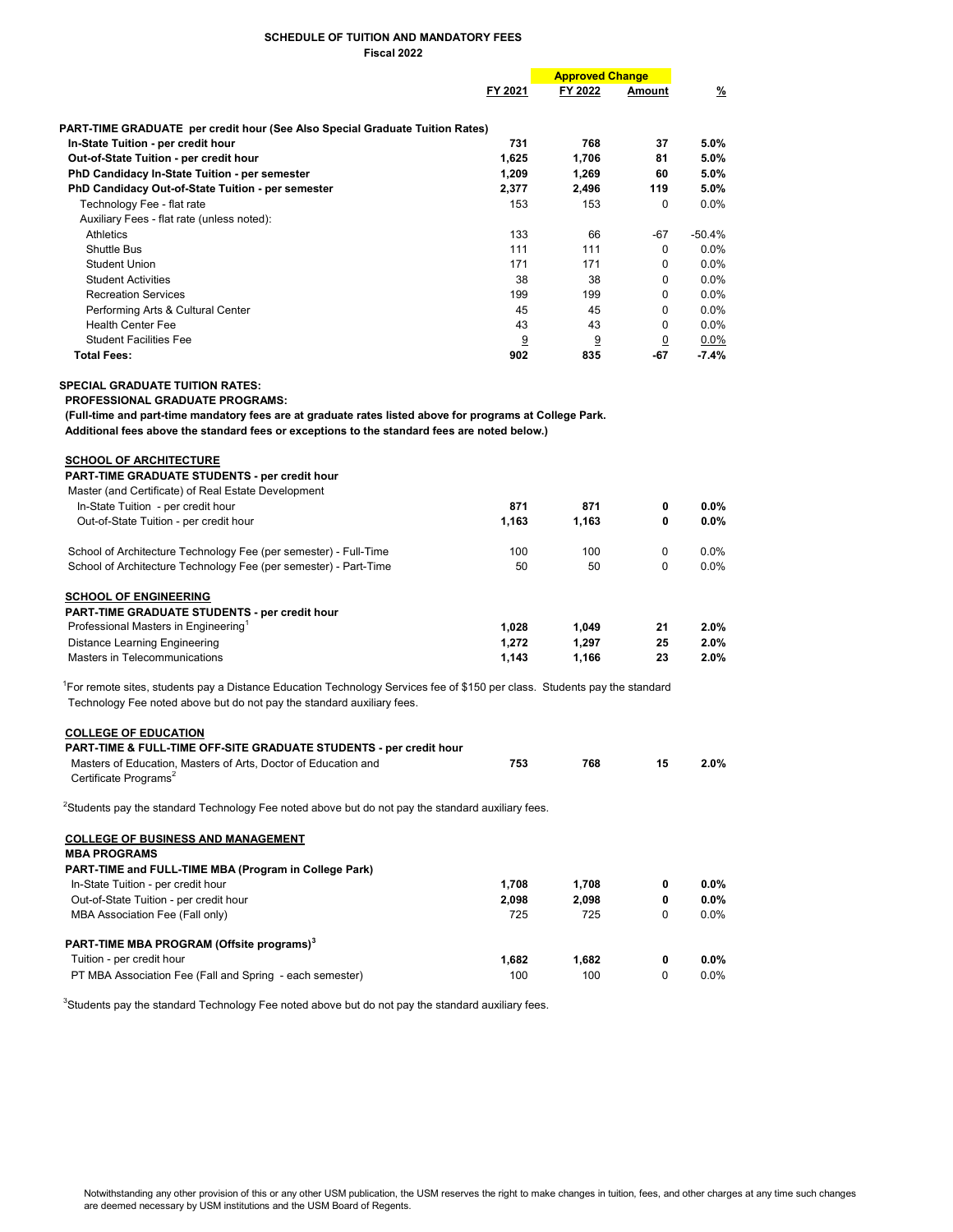## SCHEDULE OF TUITION AND MANDATORY FEES
### Fiscal 2022

| | FY 2021 | FY 2022 | Approved Change Amount | % |
|---|---|---|---|---|
| **PART-TIME GRADUATE per credit hour (See Also Special Graduate Tuition Rates)** | | | | |
| **In-State Tuition - per credit hour** | **731** | **768** | **37** | **5.0%** |
| **Out-of-State Tuition - per credit hour** | **1,625** | **1,706** | **81** | **5.0%** |
| **PhD Candidacy In-State Tuition - per semester** | **1,209** | **1,269** | **60** | **5.0%** |
| **PhD Candidacy Out-of-State Tuition - per semester** | **2,377** | **2,496** | **119** | **5.0%** |
| Technology Fee - flat rate | 153 | 153 | 0 | 0.0% |
| Auxiliary Fees - flat rate (unless noted): | | | | |
| Athletics | 133 | 66 | -67 | -50.4% |
| Shuttle Bus | 111 | 111 | 0 | 0.0% |
| Student Union | 171 | 171 | 0 | 0.0% |
| Student Activities | 38 | 38 | 0 | 0.0% |
| Recreation Services | 199 | 199 | 0 | 0.0% |
| Performing Arts & Cultural Center | 45 | 45 | 0 | 0.0% |
| Health Center Fee | 43 | 43 | 0 | 0.0% |
| Student Facilities Fee | 9 | 9 | 0 | 0.0% |
| **Total Fees:** | **902** | **835** | **-67** | **-7.4%** |

**SPECIAL GRADUATE TUITION RATES:**

**PROFESSIONAL GRADUATE PROGRAMS:**

**(Full-time and part-time mandatory fees are at graduate rates listed above for programs at College Park. Additional fees above the standard fees or exceptions to the standard fees are noted below.)**

| | FY 2021 | FY 2022 | Amount | % |
|---|---|---|---|---|
| **SCHOOL OF ARCHITECTURE** | | | | |
| **PART-TIME GRADUATE STUDENTS - per credit hour** | | | | |
| Master (and Certificate) of Real Estate Development | | | | |
| In-State Tuition - per credit hour | **871** | **871** | **0** | **0.0%** |
| Out-of-State Tuition - per credit hour | **1,163** | **1,163** | **0** | **0.0%** |
| School of Architecture Technology Fee (per semester) - Full-Time | 100 | 100 | 0 | 0.0% |
| School of Architecture Technology Fee (per semester) - Part-Time | 50 | 50 | 0 | 0.0% |
| **SCHOOL OF ENGINEERING** | | | | |
| **PART-TIME GRADUATE STUDENTS - per credit hour** | | | | |
| Professional Masters in Engineering[1] | **1,028** | **1,049** | **21** | **2.0%** |
| Distance Learning Engineering | **1,272** | **1,297** | **25** | **2.0%** |
| Masters in Telecommunications | **1,143** | **1,166** | **23** | **2.0%** |

[1]For remote sites, students pay a Distance Education Technology Services fee of $150 per class. Students pay the standard Technology Fee noted above but do not pay the standard auxiliary fees.

| | FY 2021 | FY 2022 | Amount | % |
|---|---|---|---|---|
| **COLLEGE OF EDUCATION** | | | | |
| **PART-TIME & FULL-TIME OFF-SITE GRADUATE STUDENTS - per credit hour** | | | | |
| Masters of Education, Masters of Arts, Doctor of Education and Certificate Programs[2] | **753** | **768** | **15** | **2.0%** |

[2]Students pay the standard Technology Fee noted above but do not pay the standard auxiliary fees.

| | FY 2021 | FY 2022 | Amount | % |
|---|---|---|---|---|
| **COLLEGE OF BUSINESS AND MANAGEMENT** | | | | |
| **MBA PROGRAMS** | | | | |
| **PART-TIME and FULL-TIME MBA (Program in College Park)** | | | | |
| In-State Tuition - per credit hour | **1,708** | **1,708** | **0** | **0.0%** |
| Out-of-State Tuition - per credit hour | **2,098** | **2,098** | **0** | **0.0%** |
| MBA Association Fee (Fall only) | 725 | 725 | 0 | 0.0% |
| **PART-TIME MBA PROGRAM (Offsite programs)[3]** | | | | |
| Tuition - per credit hour | **1,682** | **1,682** | **0** | **0.0%** |
| PT MBA Association Fee (Fall and Spring - each semester) | 100 | 100 | 0 | 0.0% |

[3]Students pay the standard Technology Fee noted above but do not pay the standard auxiliary fees.

Notwithstanding any other provision of this or any other USM publication, the USM reserves the right to make changes in tuition, fees, and other charges at any time such changes are deemed necessary by USM institutions and the USM Board of Regents.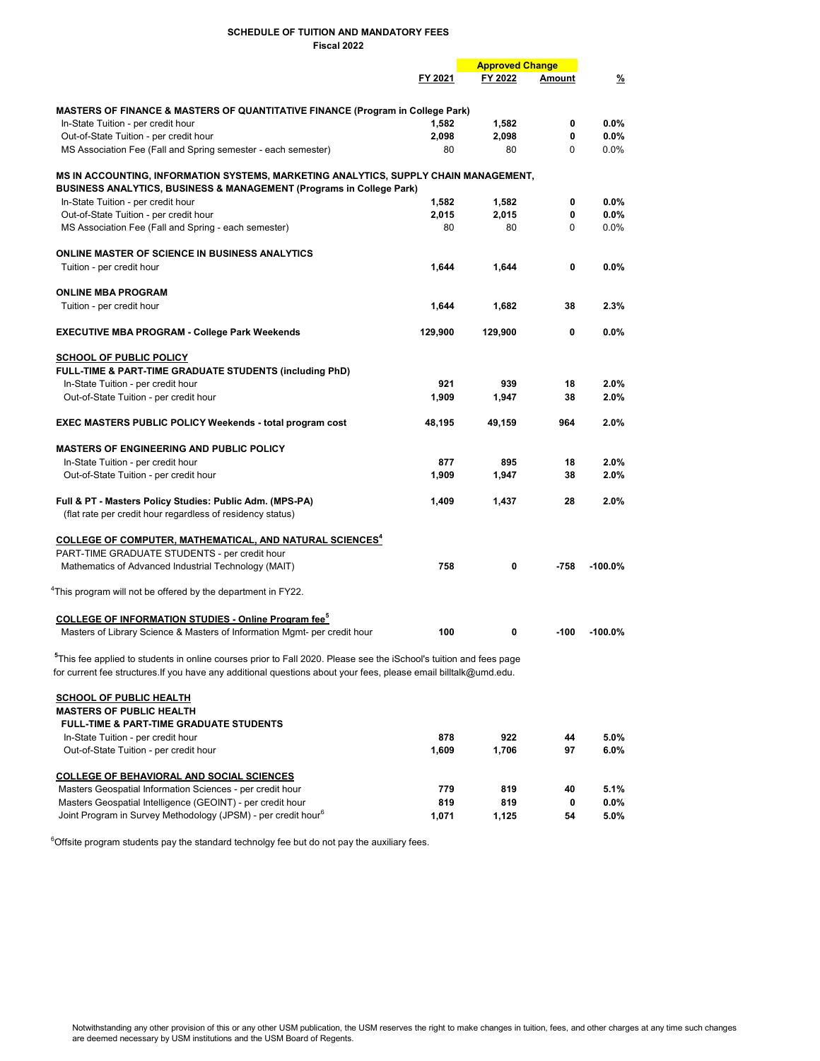**SCHEDULE OF TUITION AND MANDATORY FEES**
**Fiscal 2022**

| | FY 2021 | FY 2022 | Approved Change Amount | % |
|---|---|---|---|---|
| **MASTERS OF FINANCE & MASTERS OF QUANTITATIVE FINANCE (Program in College Park)** | | | | |
| In-State Tuition - per credit hour | **1,582** | **1,582** | **0** | **0.0%** |
| Out-of-State Tuition - per credit hour | **2,098** | **2,098** | **0** | **0.0%** |
| MS Association Fee (Fall and Spring semester - each semester) | 80 | 80 | 0 | 0.0% |
| **MS IN ACCOUNTING, INFORMATION SYSTEMS, MARKETING ANALYTICS, SUPPLY CHAIN MANAGEMENT, BUSINESS ANALYTICS, BUSINESS & MANAGEMENT (Programs in College Park)** | | | | |
| In-State Tuition - per credit hour | **1,582** | **1,582** | **0** | **0.0%** |
| Out-of-State Tuition - per credit hour | **2,015** | **2,015** | **0** | **0.0%** |
| MS Association Fee (Fall and Spring - each semester) | 80 | 80 | 0 | 0.0% |
| **ONLINE MASTER OF SCIENCE IN BUSINESS ANALYTICS** | | | | |
| Tuition - per credit hour | **1,644** | **1,644** | **0** | **0.0%** |
| **ONLINE MBA PROGRAM** | | | | |
| Tuition - per credit hour | **1,644** | **1,682** | **38** | **2.3%** |
| **EXECUTIVE MBA PROGRAM - College Park Weekends** | **129,900** | **129,900** | **0** | **0.0%** |
| **SCHOOL OF PUBLIC POLICY** | | | | |
| **FULL-TIME & PART-TIME GRADUATE STUDENTS (including PhD)** | | | | |
| In-State Tuition - per credit hour | **921** | **939** | **18** | **2.0%** |
| Out-of-State Tuition - per credit hour | **1,909** | **1,947** | **38** | **2.0%** |
| **EXEC MASTERS PUBLIC POLICY Weekends - total program cost** | **48,195** | **49,159** | **964** | **2.0%** |
| **MASTERS OF ENGINEERING AND PUBLIC POLICY** | | | | |
| In-State Tuition - per credit hour | **877** | **895** | **18** | **2.0%** |
| Out-of-State Tuition - per credit hour | **1,909** | **1,947** | **38** | **2.0%** |
| **Full & PT - Masters Policy Studies: Public Adm. (MPS-PA)** (flat rate per credit hour regardless of residency status) | **1,409** | **1,437** | **28** | **2.0%** |
| **COLLEGE OF COMPUTER, MATHEMATICAL, AND NATURAL SCIENCES[4]** | | | | |
| PART-TIME GRADUATE STUDENTS - per credit hour | | | | |
| Mathematics of Advanced Industrial Technology (MAIT) | **758** | **0** | **-758** | **-100.0%** |

[4]This program will not be offered by the department in FY22.

| | FY 2021 | FY 2022 | Approved Change Amount | % |
|---|---|---|---|---|
| **COLLEGE OF INFORMATION STUDIES - Online Program fee[5]** | | | | |
| Masters of Library Science & Masters of Information Mgmt- per credit hour | **100** | **0** | **-100** | **-100.0%** |

[5]This fee applied to students in online courses prior to Fall 2020. Please see the iSchool's tuition and fees page for current fee structures.If you have any additional questions about your fees, please email billtalk@umd.edu.

| | FY 2021 | FY 2022 | Approved Change Amount | % |
|---|---|---|---|---|
| **SCHOOL OF PUBLIC HEALTH** | | | | |
| **MASTERS OF PUBLIC HEALTH** | | | | |
| **FULL-TIME & PART-TIME GRADUATE STUDENTS** | | | | |
| In-State Tuition - per credit hour | **878** | **922** | **44** | **5.0%** |
| Out-of-State Tuition - per credit hour | **1,609** | **1,706** | **97** | **6.0%** |
| **COLLEGE OF BEHAVIORAL AND SOCIAL SCIENCES** | | | | |
| Masters Geospatial Information Sciences - per credit hour | **779** | **819** | **40** | **5.1%** |
| Masters Geospatial Intelligence (GEOINT) - per credit hour | **819** | **819** | **0** | **0.0%** |
| Joint Program in Survey Methodology (JPSM) - per credit hour[6] | **1,071** | **1,125** | **54** | **5.0%** |

[6]Offsite program students pay the standard technolgy fee but do not pay the auxiliary fees.

Notwithstanding any other provision of this or any other USM publication, the USM reserves the right to make changes in tuition, fees, and other charges at any time such changes are deemed necessary by USM institutions and the USM Board of Regents.